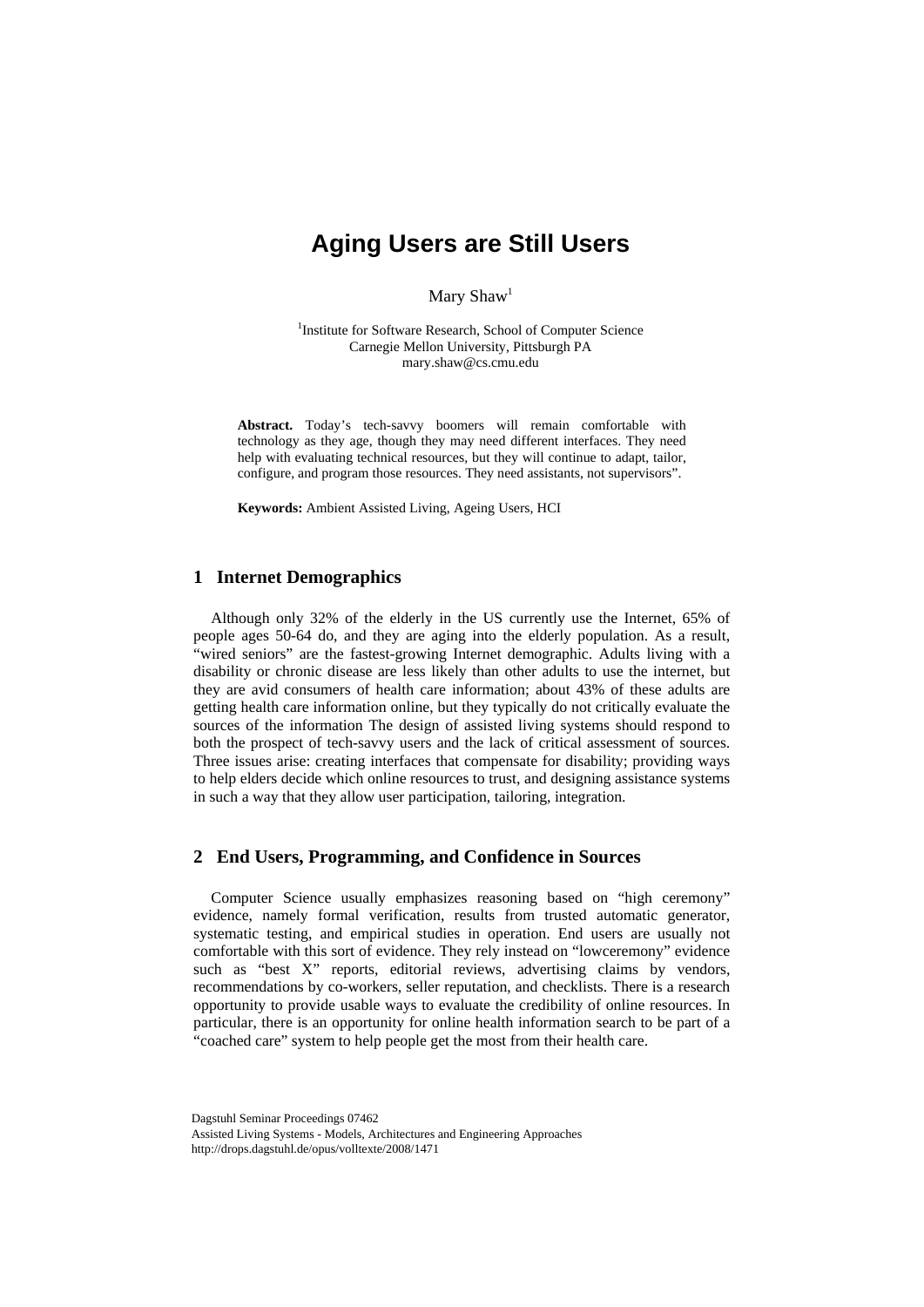# Aging Users are Still Users

Mary Shaw[1]

[1]Institute for Software Research, School of Computer Science
Carnegie Mellon University, Pittsburgh PA
mary.shaw@cs.cmu.edu

**Abstract.** Today's tech-savvy boomers will remain comfortable with technology as they age, though they may need different interfaces. They need help with evaluating technical resources, but they will continue to adapt, tailor, configure, and program those resources. They need assistants, not supervisors".

**Keywords:** Ambient Assisted Living, Ageing Users, HCI

## 1 Internet Demographics

Although only 32% of the elderly in the US currently use the Internet, 65% of people ages 50-64 do, and they are aging into the elderly population. As a result, "wired seniors" are the fastest-growing Internet demographic. Adults living with a disability or chronic disease are less likely than other adults to use the internet, but they are avid consumers of health care information; about 43% of these adults are getting health care information online, but they typically do not critically evaluate the sources of the information The design of assisted living systems should respond to both the prospect of tech-savvy users and the lack of critical assessment of sources. Three issues arise: creating interfaces that compensate for disability; providing ways to help elders decide which online resources to trust, and designing assistance systems in such a way that they allow user participation, tailoring, integration.

## 2 End Users, Programming, and Confidence in Sources

Computer Science usually emphasizes reasoning based on "high ceremony" evidence, namely formal verification, results from trusted automatic generator, systematic testing, and empirical studies in operation. End users are usually not comfortable with this sort of evidence. They rely instead on "lowceremony" evidence such as "best X" reports, editorial reviews, advertising claims by vendors, recommendations by co-workers, seller reputation, and checklists. There is a research opportunity to provide usable ways to evaluate the credibility of online resources. In particular, there is an opportunity for online health information search to be part of a "coached care" system to help people get the most from their health care.

Dagstuhl Seminar Proceedings 07462
Assisted Living Systems - Models, Architectures and Engineering Approaches
http://drops.dagstuhl.de/opus/volltexte/2008/1471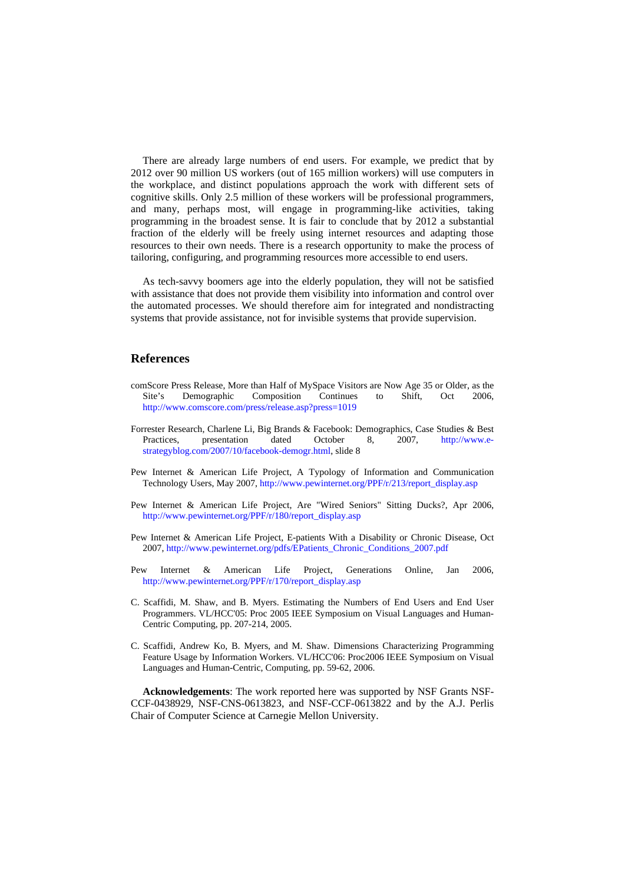There are already large numbers of end users. For example, we predict that by 2012 over 90 million US workers (out of 165 million workers) will use computers in the workplace, and distinct populations approach the work with different sets of cognitive skills. Only 2.5 million of these workers will be professional programmers, and many, perhaps most, will engage in programming-like activities, taking programming in the broadest sense. It is fair to conclude that by 2012 a substantial fraction of the elderly will be freely using internet resources and adapting those resources to their own needs. There is a research opportunity to make the process of tailoring, configuring, and programming resources more accessible to end users.

As tech-savvy boomers age into the elderly population, they will not be satisfied with assistance that does not provide them visibility into information and control over the automated processes. We should therefore aim for integrated and nondistracting systems that provide assistance, not for invisible systems that provide supervision.

## References

comScore Press Release, More than Half of MySpace Visitors are Now Age 35 or Older, as the Site's Demographic Composition Continues to Shift, Oct 2006, http://www.comscore.com/press/release.asp?press=1019

Forrester Research, Charlene Li, Big Brands & Facebook: Demographics, Case Studies & Best Practices, presentation dated October 8, 2007, http://www.e-strategyblog.com/2007/10/facebook-demogr.html, slide 8

Pew Internet & American Life Project, A Typology of Information and Communication Technology Users, May 2007, http://www.pewinternet.org/PPF/r/213/report_display.asp

Pew Internet & American Life Project, Are "Wired Seniors" Sitting Ducks?, Apr 2006, http://www.pewinternet.org/PPF/r/180/report_display.asp

Pew Internet & American Life Project, E-patients With a Disability or Chronic Disease, Oct 2007, http://www.pewinternet.org/pdfs/EPatients_Chronic_Conditions_2007.pdf

Pew Internet & American Life Project, Generations Online, Jan 2006, http://www.pewinternet.org/PPF/r/170/report_display.asp

C. Scaffidi, M. Shaw, and B. Myers. Estimating the Numbers of End Users and End User Programmers. VL/HCC'05: Proc 2005 IEEE Symposium on Visual Languages and Human-Centric Computing, pp. 207-214, 2005.

C. Scaffidi, Andrew Ko, B. Myers, and M. Shaw. Dimensions Characterizing Programming Feature Usage by Information Workers. VL/HCC'06: Proc2006 IEEE Symposium on Visual Languages and Human-Centric, Computing, pp. 59-62, 2006.

**Acknowledgements**: The work reported here was supported by NSF Grants NSF-CCF-0438929, NSF-CNS-0613823, and NSF-CCF-0613822 and by the A.J. Perlis Chair of Computer Science at Carnegie Mellon University.